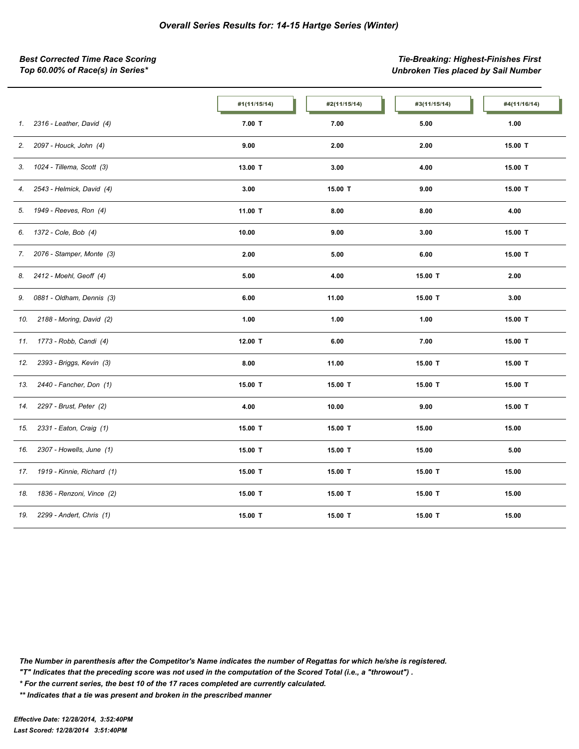# *Overall Series Results for: 14-15 Hartge Series (Winter)*

***Best Corrected Time Race Scoring***
***Top 60.00% of Race(s) in Series****

***Tie-Breaking: Highest-Finishes First***
***Unbroken Ties placed by Sail Number***

| | #1(11/15/14) | #2(11/15/14) | #3(11/15/14) | #4(11/16/14) |
|---|---|---|---|---|
| 1. 2316 - Leather, David (4) | 7.00 T | 7.00 | 5.00 | 1.00 |
| 2. 2097 - Houck, John (4) | 9.00 | 2.00 | 2.00 | 15.00 T |
| 3. 1024 - Tillema, Scott (3) | 13.00 T | 3.00 | 4.00 | 15.00 T |
| 4. 2543 - Helmick, David (4) | 3.00 | 15.00 T | 9.00 | 15.00 T |
| 5. 1949 - Reeves, Ron (4) | 11.00 T | 8.00 | 8.00 | 4.00 |
| 6. 1372 - Cole, Bob (4) | 10.00 | 9.00 | 3.00 | 15.00 T |
| 7. 2076 - Stamper, Monte (3) | 2.00 | 5.00 | 6.00 | 15.00 T |
| 8. 2412 - Moehl, Geoff (4) | 5.00 | 4.00 | 15.00 T | 2.00 |
| 9. 0881 - Oldham, Dennis (3) | 6.00 | 11.00 | 15.00 T | 3.00 |
| 10. 2188 - Moring, David (2) | 1.00 | 1.00 | 1.00 | 15.00 T |
| 11. 1773 - Robb, Candi (4) | 12.00 T | 6.00 | 7.00 | 15.00 T |
| 12. 2393 - Briggs, Kevin (3) | 8.00 | 11.00 | 15.00 T | 15.00 T |
| 13. 2440 - Fancher, Don (1) | 15.00 T | 15.00 T | 15.00 T | 15.00 T |
| 14. 2297 - Brust, Peter (2) | 4.00 | 10.00 | 9.00 | 15.00 T |
| 15. 2331 - Eaton, Craig (1) | 15.00 T | 15.00 T | 15.00 | 15.00 |
| 16. 2307 - Howells, June (1) | 15.00 T | 15.00 T | 15.00 | 5.00 |
| 17. 1919 - Kinnie, Richard (1) | 15.00 T | 15.00 T | 15.00 T | 15.00 |
| 18. 1836 - Renzoni, Vince (2) | 15.00 T | 15.00 T | 15.00 T | 15.00 |
| 19. 2299 - Andert, Chris (1) | 15.00 T | 15.00 T | 15.00 T | 15.00 |

***The Number in parenthesis after the Competitor's Name indicates the number of Regattas for which he/she is registered.***
***"T" Indicates that the preceding score was not used in the computation of the Scored Total (i.e., a "throwout") .***
***\* For the current series, the best 10 of the 17 races completed are currently calculated.***
***\*\* Indicates that a tie was present and broken in the prescribed manner***

***Effective Date: 12/28/2014, 3:52:40PM***
***Last Scored: 12/28/2014 3:51:40PM***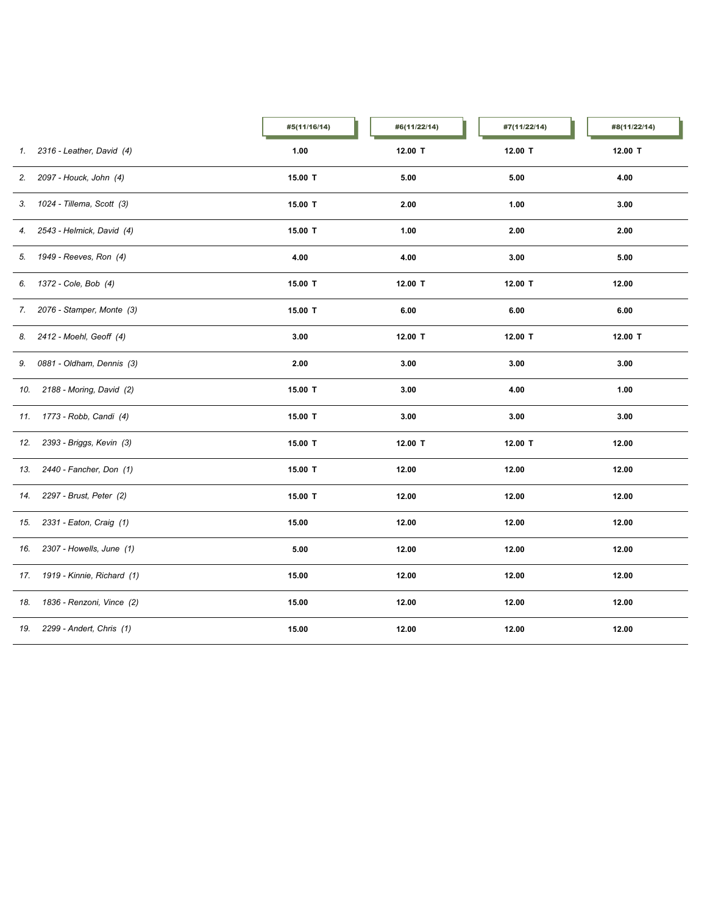| | #5(11/16/14) | #6(11/22/14) | #7(11/22/14) | #8(11/22/14) |
|---|---|---|---|---|
| *1. 2316 - Leather, David (4)* | **1.00** | **12.00 T** | **12.00 T** | **12.00 T** |
| *2. 2097 - Houck, John (4)* | **15.00 T** | **5.00** | **5.00** | **4.00** |
| *3. 1024 - Tillema, Scott (3)* | **15.00 T** | **2.00** | **1.00** | **3.00** |
| *4. 2543 - Helmick, David (4)* | **15.00 T** | **1.00** | **2.00** | **2.00** |
| *5. 1949 - Reeves, Ron (4)* | **4.00** | **4.00** | **3.00** | **5.00** |
| *6. 1372 - Cole, Bob (4)* | **15.00 T** | **12.00 T** | **12.00 T** | **12.00** |
| *7. 2076 - Stamper, Monte (3)* | **15.00 T** | **6.00** | **6.00** | **6.00** |
| *8. 2412 - Moehl, Geoff (4)* | **3.00** | **12.00 T** | **12.00 T** | **12.00 T** |
| *9. 0881 - Oldham, Dennis (3)* | **2.00** | **3.00** | **3.00** | **3.00** |
| *10. 2188 - Moring, David (2)* | **15.00 T** | **3.00** | **4.00** | **1.00** |
| *11. 1773 - Robb, Candi (4)* | **15.00 T** | **3.00** | **3.00** | **3.00** |
| *12. 2393 - Briggs, Kevin (3)* | **15.00 T** | **12.00 T** | **12.00 T** | **12.00** |
| *13. 2440 - Fancher, Don (1)* | **15.00 T** | **12.00** | **12.00** | **12.00** |
| *14. 2297 - Brust, Peter (2)* | **15.00 T** | **12.00** | **12.00** | **12.00** |
| *15. 2331 - Eaton, Craig (1)* | **15.00** | **12.00** | **12.00** | **12.00** |
| *16. 2307 - Howells, June (1)* | **5.00** | **12.00** | **12.00** | **12.00** |
| *17. 1919 - Kinnie, Richard (1)* | **15.00** | **12.00** | **12.00** | **12.00** |
| *18. 1836 - Renzoni, Vince (2)* | **15.00** | **12.00** | **12.00** | **12.00** |
| *19. 2299 - Andert, Chris (1)* | **15.00** | **12.00** | **12.00** | **12.00** |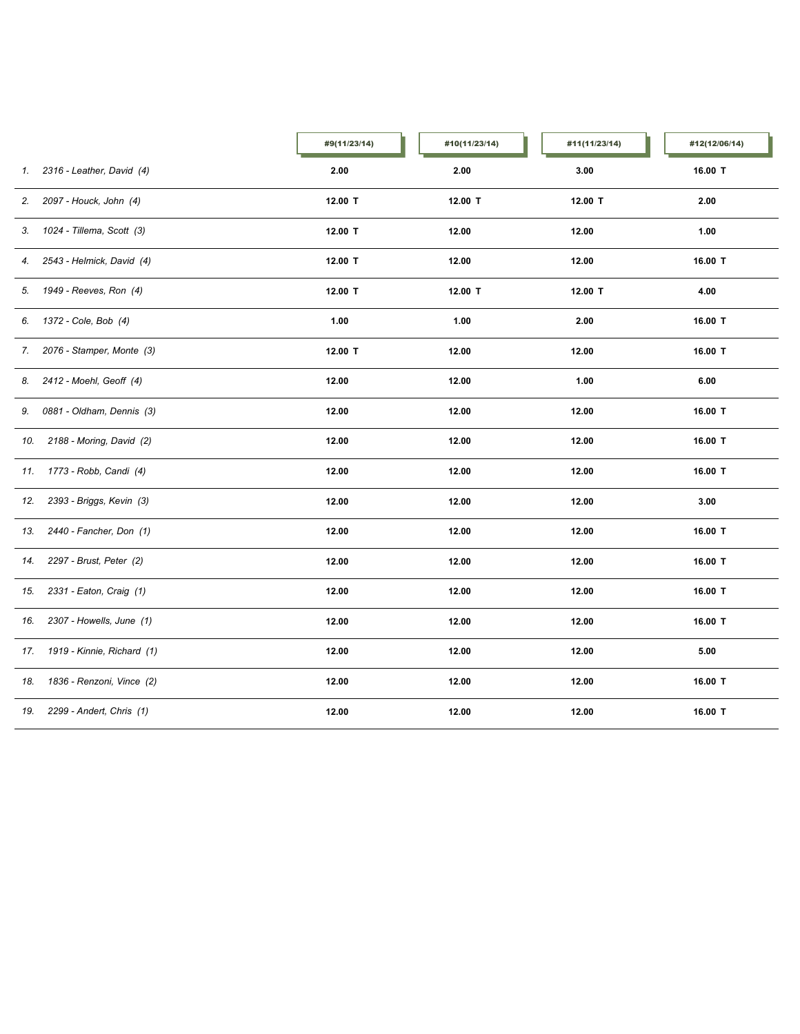| | #9(11/23/14) | #10(11/23/14) | #11(11/23/14) | #12(12/06/14) |
|---|---|---|---|---|
| *1. 2316 - Leather, David (4)* | **2.00** | **2.00** | **3.00** | **16.00 T** |
| *2. 2097 - Houck, John (4)* | **12.00 T** | **12.00 T** | **12.00 T** | **2.00** |
| *3. 1024 - Tillema, Scott (3)* | **12.00 T** | **12.00** | **12.00** | **1.00** |
| *4. 2543 - Helmick, David (4)* | **12.00 T** | **12.00** | **12.00** | **16.00 T** |
| *5. 1949 - Reeves, Ron (4)* | **12.00 T** | **12.00 T** | **12.00 T** | **4.00** |
| *6. 1372 - Cole, Bob (4)* | **1.00** | **1.00** | **2.00** | **16.00 T** |
| *7. 2076 - Stamper, Monte (3)* | **12.00 T** | **12.00** | **12.00** | **16.00 T** |
| *8. 2412 - Moehl, Geoff (4)* | **12.00** | **12.00** | **1.00** | **6.00** |
| *9. 0881 - Oldham, Dennis (3)* | **12.00** | **12.00** | **12.00** | **16.00 T** |
| *10. 2188 - Moring, David (2)* | **12.00** | **12.00** | **12.00** | **16.00 T** |
| *11. 1773 - Robb, Candi (4)* | **12.00** | **12.00** | **12.00** | **16.00 T** |
| *12. 2393 - Briggs, Kevin (3)* | **12.00** | **12.00** | **12.00** | **3.00** |
| *13. 2440 - Fancher, Don (1)* | **12.00** | **12.00** | **12.00** | **16.00 T** |
| *14. 2297 - Brust, Peter (2)* | **12.00** | **12.00** | **12.00** | **16.00 T** |
| *15. 2331 - Eaton, Craig (1)* | **12.00** | **12.00** | **12.00** | **16.00 T** |
| *16. 2307 - Howells, June (1)* | **12.00** | **12.00** | **12.00** | **16.00 T** |
| *17. 1919 - Kinnie, Richard (1)* | **12.00** | **12.00** | **12.00** | **5.00** |
| *18. 1836 - Renzoni, Vince (2)* | **12.00** | **12.00** | **12.00** | **16.00 T** |
| *19. 2299 - Andert, Chris (1)* | **12.00** | **12.00** | **12.00** | **16.00 T** |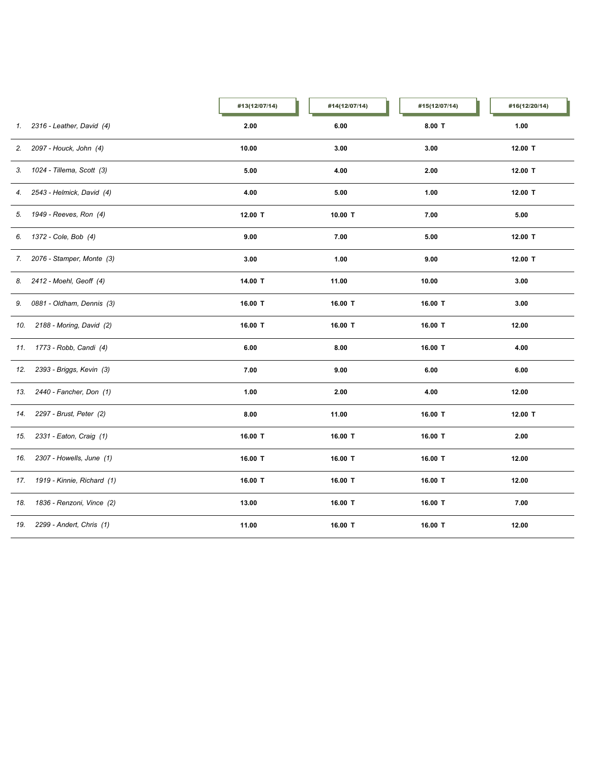| | #13(12/07/14) | #14(12/07/14) | #15(12/07/14) | #16(12/20/14) |
|---|---|---|---|---|
| 1. 2316 - Leather, David (4) | 2.00 | 6.00 | 8.00 T | 1.00 |
| 2. 2097 - Houck, John (4) | 10.00 | 3.00 | 3.00 | 12.00 T |
| 3. 1024 - Tillema, Scott (3) | 5.00 | 4.00 | 2.00 | 12.00 T |
| 4. 2543 - Helmick, David (4) | 4.00 | 5.00 | 1.00 | 12.00 T |
| 5. 1949 - Reeves, Ron (4) | 12.00 T | 10.00 T | 7.00 | 5.00 |
| 6. 1372 - Cole, Bob (4) | 9.00 | 7.00 | 5.00 | 12.00 T |
| 7. 2076 - Stamper, Monte (3) | 3.00 | 1.00 | 9.00 | 12.00 T |
| 8. 2412 - Moehl, Geoff (4) | 14.00 T | 11.00 | 10.00 | 3.00 |
| 9. 0881 - Oldham, Dennis (3) | 16.00 T | 16.00 T | 16.00 T | 3.00 |
| 10. 2188 - Moring, David (2) | 16.00 T | 16.00 T | 16.00 T | 12.00 |
| 11. 1773 - Robb, Candi (4) | 6.00 | 8.00 | 16.00 T | 4.00 |
| 12. 2393 - Briggs, Kevin (3) | 7.00 | 9.00 | 6.00 | 6.00 |
| 13. 2440 - Fancher, Don (1) | 1.00 | 2.00 | 4.00 | 12.00 |
| 14. 2297 - Brust, Peter (2) | 8.00 | 11.00 | 16.00 T | 12.00 T |
| 15. 2331 - Eaton, Craig (1) | 16.00 T | 16.00 T | 16.00 T | 2.00 |
| 16. 2307 - Howells, June (1) | 16.00 T | 16.00 T | 16.00 T | 12.00 |
| 17. 1919 - Kinnie, Richard (1) | 16.00 T | 16.00 T | 16.00 T | 12.00 |
| 18. 1836 - Renzoni, Vince (2) | 13.00 | 16.00 T | 16.00 T | 7.00 |
| 19. 2299 - Andert, Chris (1) | 11.00 | 16.00 T | 16.00 T | 12.00 |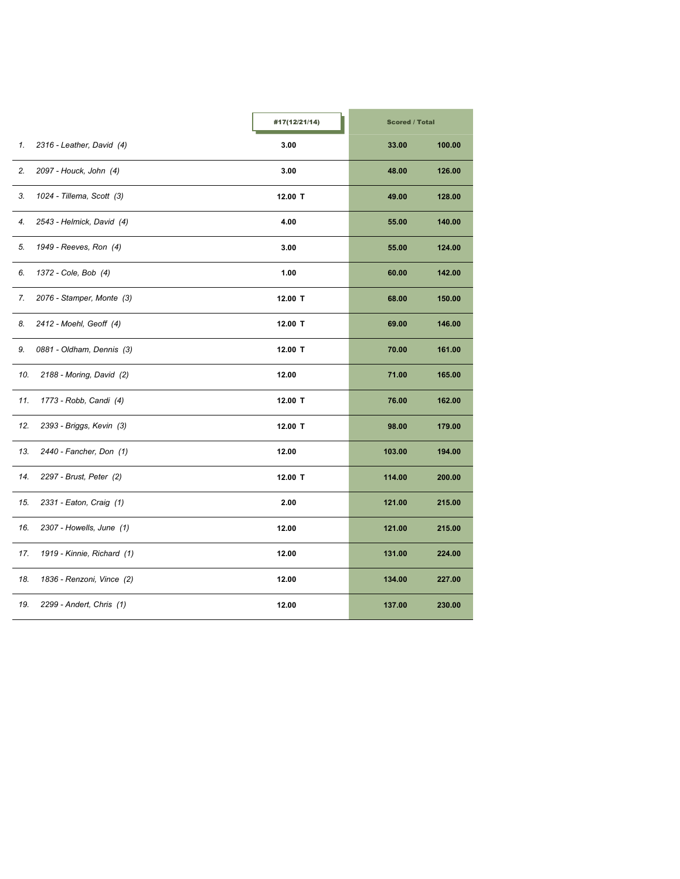| | | #17(12/21/14) | Scored / Total | |
|---|---|---|---|---|
| 1. | 2316 - Leather, David (4) | 3.00 | 33.00 | 100.00 |
| 2. | 2097 - Houck, John (4) | 3.00 | 48.00 | 126.00 |
| 3. | 1024 - Tillema, Scott (3) | 12.00 T | 49.00 | 128.00 |
| 4. | 2543 - Helmick, David (4) | 4.00 | 55.00 | 140.00 |
| 5. | 1949 - Reeves, Ron (4) | 3.00 | 55.00 | 124.00 |
| 6. | 1372 - Cole, Bob (4) | 1.00 | 60.00 | 142.00 |
| 7. | 2076 - Stamper, Monte (3) | 12.00 T | 68.00 | 150.00 |
| 8. | 2412 - Moehl, Geoff (4) | 12.00 T | 69.00 | 146.00 |
| 9. | 0881 - Oldham, Dennis (3) | 12.00 T | 70.00 | 161.00 |
| 10. | 2188 - Moring, David (2) | 12.00 | 71.00 | 165.00 |
| 11. | 1773 - Robb, Candi (4) | 12.00 T | 76.00 | 162.00 |
| 12. | 2393 - Briggs, Kevin (3) | 12.00 T | 98.00 | 179.00 |
| 13. | 2440 - Fancher, Don (1) | 12.00 | 103.00 | 194.00 |
| 14. | 2297 - Brust, Peter (2) | 12.00 T | 114.00 | 200.00 |
| 15. | 2331 - Eaton, Craig (1) | 2.00 | 121.00 | 215.00 |
| 16. | 2307 - Howells, June (1) | 12.00 | 121.00 | 215.00 |
| 17. | 1919 - Kinnie, Richard (1) | 12.00 | 131.00 | 224.00 |
| 18. | 1836 - Renzoni, Vince (2) | 12.00 | 134.00 | 227.00 |
| 19. | 2299 - Andert, Chris (1) | 12.00 | 137.00 | 230.00 |